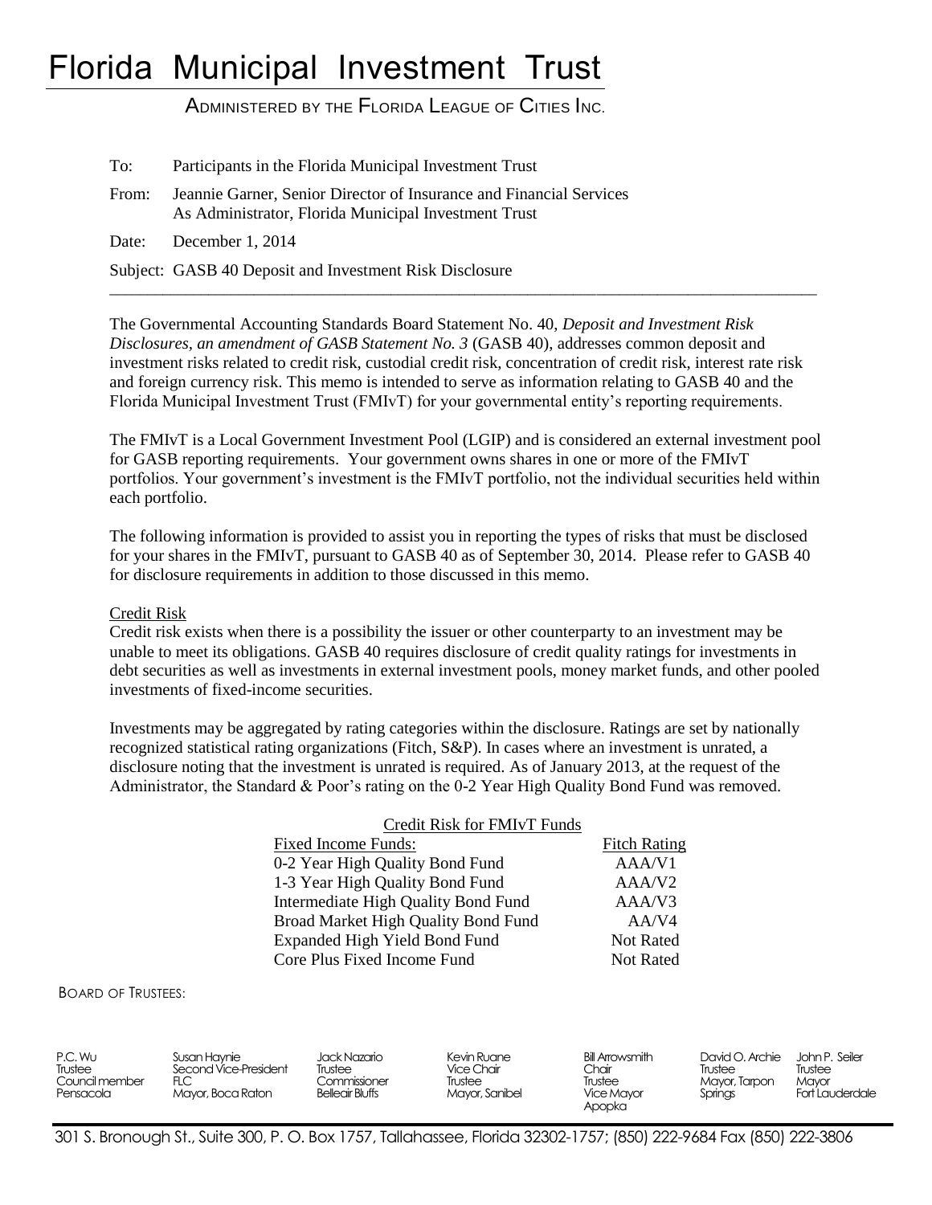# Florida Municipal Investment Trust

ADMINISTERED BY THE FLORIDA LEAGUE OF CITIES INC.

To: Participants in the Florida Municipal Investment Trust

From: Jeannie Garner, Senior Director of Insurance and Financial Services
As Administrator, Florida Municipal Investment Trust

Date: December 1, 2014

Subject: GASB 40 Deposit and Investment Risk Disclosure

---

The Governmental Accounting Standards Board Statement No. 40, *Deposit and Investment Risk Disclosures, an amendment of GASB Statement No. 3* (GASB 40), addresses common deposit and investment risks related to credit risk, custodial credit risk, concentration of credit risk, interest rate risk and foreign currency risk. This memo is intended to serve as information relating to GASB 40 and the Florida Municipal Investment Trust (FMIvT) for your governmental entity's reporting requirements.

The FMIvT is a Local Government Investment Pool (LGIP) and is considered an external investment pool for GASB reporting requirements. Your government owns shares in one or more of the FMIvT portfolios. Your government's investment is the FMIvT portfolio, not the individual securities held within each portfolio.

The following information is provided to assist you in reporting the types of risks that must be disclosed for your shares in the FMIvT, pursuant to GASB 40 as of September 30, 2014. Please refer to GASB 40 for disclosure requirements in addition to those discussed in this memo.

## Credit Risk

Credit risk exists when there is a possibility the issuer or other counterparty to an investment may be unable to meet its obligations. GASB 40 requires disclosure of credit quality ratings for investments in debt securities as well as investments in external investment pools, money market funds, and other pooled investments of fixed-income securities.

Investments may be aggregated by rating categories within the disclosure. Ratings are set by nationally recognized statistical rating organizations (Fitch, S&P). In cases where an investment is unrated, a disclosure noting that the investment is unrated is required. As of January 2013, at the request of the Administrator, the Standard & Poor's rating on the 0-2 Year High Quality Bond Fund was removed.

Credit Risk for FMIvT Funds

| Fixed Income Funds: | Fitch Rating |
|---|---|
| 0-2 Year High Quality Bond Fund | AAA/V1 |
| 1-3 Year High Quality Bond Fund | AAA/V2 |
| Intermediate High Quality Bond Fund | AAA/V3 |
| Broad Market High Quality Bond Fund | AA/V4 |
| Expanded High Yield Bond Fund | Not Rated |
| Core Plus Fixed Income Fund | Not Rated |

BOARD OF TRUSTEES:

| | | | | | | |
|---|---|---|---|---|---|---|
| P.C. Wu<br>Trustee<br>Council member<br>Pensacola | Susan Haynie<br>Second Vice-President<br>FLC<br>Mayor, Boca Raton | Jack Nazario<br>Trustee<br>Commissioner<br>Belleair Bluffs | Kevin Ruane<br>Vice Chair<br>Trustee<br>Mayor, Sanibel | Bill Arrowsmith<br>Chair<br>Trustee<br>Vice Mayor<br>Apopka | David O. Archie<br>Trustee<br>Mayor, Tarpon<br>Springs | John P. Seiler<br>Trustee<br>Mayor<br>Fort Lauderdale |

301 S. Bronough St., Suite 300, P. O. Box 1757, Tallahassee, Florida 32302-1757; (850) 222-9684 Fax (850) 222-3806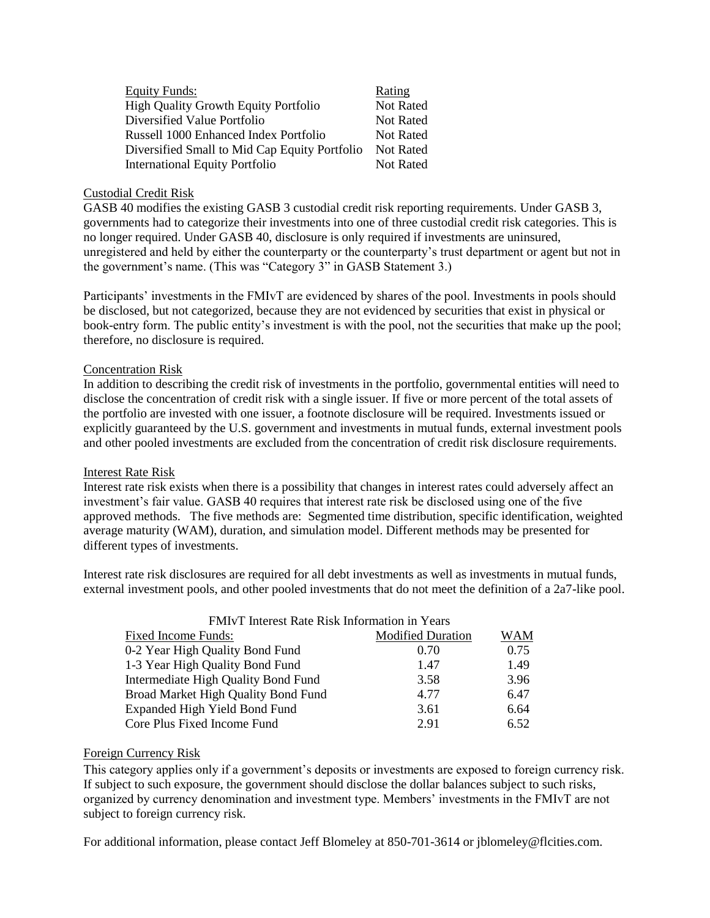| Equity Funds: | Rating |
|---|---|
| High Quality Growth Equity Portfolio | Not Rated |
| Diversified Value Portfolio | Not Rated |
| Russell 1000 Enhanced Index Portfolio | Not Rated |
| Diversified Small to Mid Cap Equity Portfolio | Not Rated |
| International Equity Portfolio | Not Rated |

Custodial Credit Risk

GASB 40 modifies the existing GASB 3 custodial credit risk reporting requirements. Under GASB 3, governments had to categorize their investments into one of three custodial credit risk categories. This is no longer required. Under GASB 40, disclosure is only required if investments are uninsured, unregistered and held by either the counterparty or the counterparty's trust department or agent but not in the government's name. (This was "Category 3" in GASB Statement 3.)

Participants' investments in the FMIvT are evidenced by shares of the pool. Investments in pools should be disclosed, but not categorized, because they are not evidenced by securities that exist in physical or book-entry form. The public entity's investment is with the pool, not the securities that make up the pool; therefore, no disclosure is required.

Concentration Risk

In addition to describing the credit risk of investments in the portfolio, governmental entities will need to disclose the concentration of credit risk with a single issuer. If five or more percent of the total assets of the portfolio are invested with one issuer, a footnote disclosure will be required. Investments issued or explicitly guaranteed by the U.S. government and investments in mutual funds, external investment pools and other pooled investments are excluded from the concentration of credit risk disclosure requirements.

Interest Rate Risk

Interest rate risk exists when there is a possibility that changes in interest rates could adversely affect an investment's fair value. GASB 40 requires that interest rate risk be disclosed using one of the five approved methods. The five methods are: Segmented time distribution, specific identification, weighted average maturity (WAM), duration, and simulation model. Different methods may be presented for different types of investments.

Interest rate risk disclosures are required for all debt investments as well as investments in mutual funds, external investment pools, and other pooled investments that do not meet the definition of a 2a7-like pool.

FMIvT Interest Rate Risk Information in Years

| Fixed Income Funds: | Modified Duration | WAM |
|---|---|---|
| 0-2 Year High Quality Bond Fund | 0.70 | 0.75 |
| 1-3 Year High Quality Bond Fund | 1.47 | 1.49 |
| Intermediate High Quality Bond Fund | 3.58 | 3.96 |
| Broad Market High Quality Bond Fund | 4.77 | 6.47 |
| Expanded High Yield Bond Fund | 3.61 | 6.64 |
| Core Plus Fixed Income Fund | 2.91 | 6.52 |

Foreign Currency Risk

This category applies only if a government's deposits or investments are exposed to foreign currency risk. If subject to such exposure, the government should disclose the dollar balances subject to such risks, organized by currency denomination and investment type. Members' investments in the FMIvT are not subject to foreign currency risk.

For additional information, please contact Jeff Blomeley at 850-701-3614 or jblomeley@flcities.com.